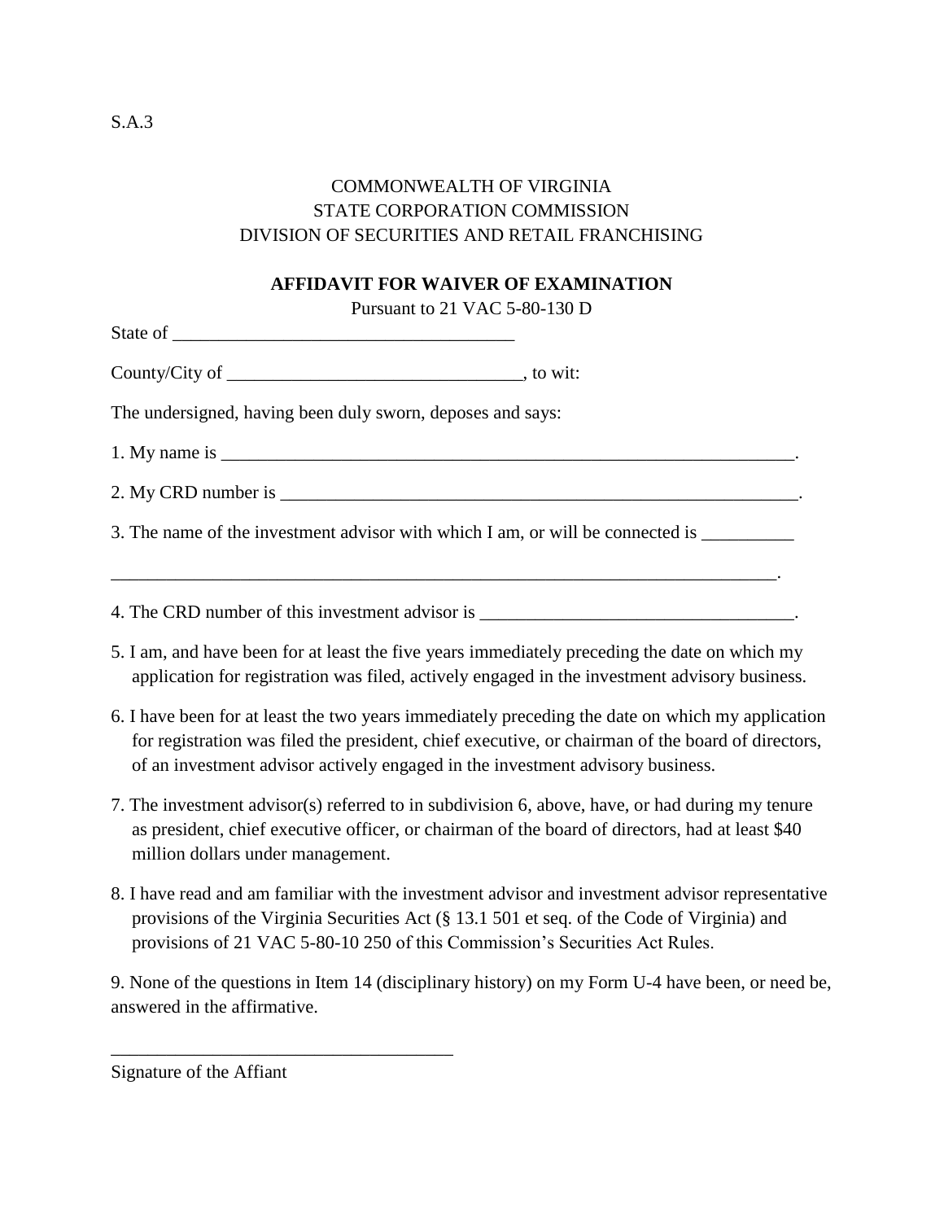S.A.3

COMMONWEALTH OF VIRGINIA
STATE CORPORATION COMMISSION
DIVISION OF SECURITIES AND RETAIL FRANCHISING

**AFFIDAVIT FOR WAIVER OF EXAMINATION**

Pursuant to 21 VAC 5-80-130 D

State of ____________________________________

County/City of ________________________________, to wit:

The undersigned, having been duly sworn, deposes and says:

1. My name is _________________________________________________________________.

2. My CRD number is ___________________________________________________________.

3. The name of the investment advisor with which I am, or will be connected is __________

_________________________________________________________________________.

4. The CRD number of this investment advisor is __________________________________.

5. I am, and have been for at least the five years immediately preceding the date on which my application for registration was filed, actively engaged in the investment advisory business.

6. I have been for at least the two years immediately preceding the date on which my application for registration was filed the president, chief executive, or chairman of the board of directors, of an investment advisor actively engaged in the investment advisory business.

7. The investment advisor(s) referred to in subdivision 6, above, have, or had during my tenure as president, chief executive officer, or chairman of the board of directors, had at least $40 million dollars under management.

8. I have read and am familiar with the investment advisor and investment advisor representative provisions of the Virginia Securities Act (§ 13.1 501 et seq. of the Code of Virginia) and provisions of 21 VAC 5-80-10 250 of this Commission's Securities Act Rules.

9. None of the questions in Item 14 (disciplinary history) on my Form U-4 have been, or need be, answered in the affirmative.

_____________________________________

Signature of the Affiant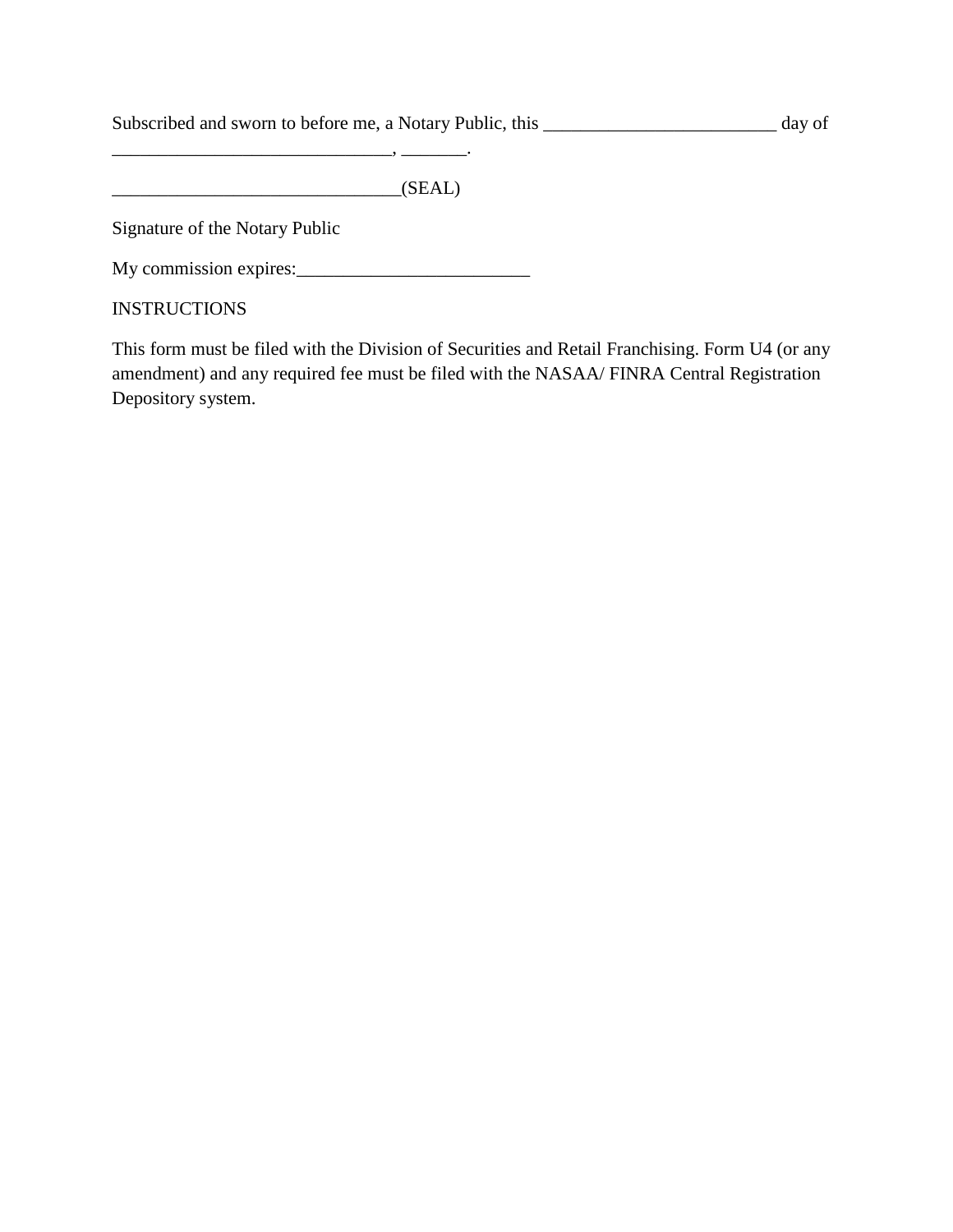Subscribed and sworn to before me, a Notary Public, this _________________________ day of ______________________________, _______.

______________________________(SEAL)

Signature of the Notary Public

My commission expires:_________________________

INSTRUCTIONS

This form must be filed with the Division of Securities and Retail Franchising. Form U4 (or any amendment) and any required fee must be filed with the NASAA/ FINRA Central Registration Depository system.